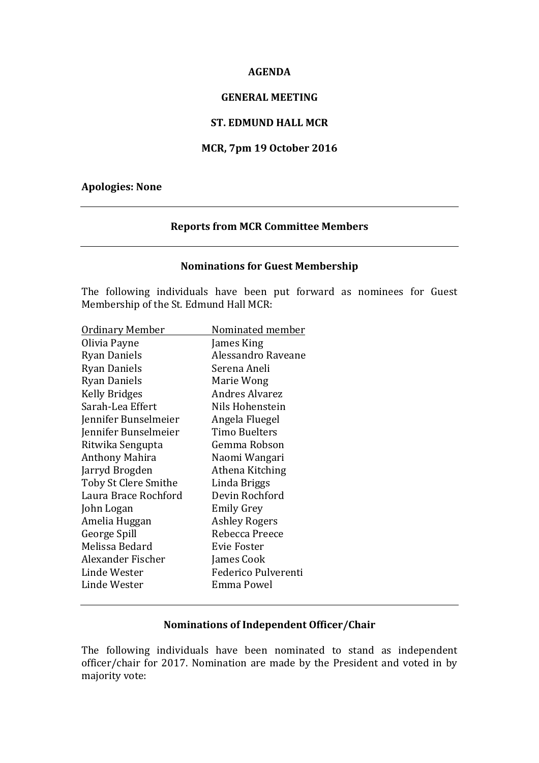**AGENDA**

**GENERAL MEETING**

**ST. EDMUND HALL MCR**

**MCR, 7pm 19 October 2016**

**Apologies: None**

---

## Reports from MCR Committee Members

---

## Nominations for Guest Membership

The following individuals have been put forward as nominees for Guest Membership of the St. Edmund Hall MCR:

| Ordinary Member | Nominated member |
|---|---|
| Olivia Payne | James King |
| Ryan Daniels | Alessandro Raveane |
| Ryan Daniels | Serena Aneli |
| Ryan Daniels | Marie Wong |
| Kelly Bridges | Andres Alvarez |
| Sarah-Lea Effert | Nils Hohenstein |
| Jennifer Bunselmeier | Angela Fluegel |
| Jennifer Bunselmeier | Timo Buelters |
| Ritwika Sengupta | Gemma Robson |
| Anthony Mahira | Naomi Wangari |
| Jarryd Brogden | Athena Kitching |
| Toby St Clere Smithe | Linda Briggs |
| Laura Brace Rochford | Devin Rochford |
| John Logan | Emily Grey |
| Amelia Huggan | Ashley Rogers |
| George Spill | Rebecca Preece |
| Melissa Bedard | Evie Foster |
| Alexander Fischer | James Cook |
| Linde Wester | Federico Pulverenti |
| Linde Wester | Emma Powel |

---

## Nominations of Independent Officer/Chair

The following individuals have been nominated to stand as independent officer/chair for 2017. Nomination are made by the President and voted in by majority vote: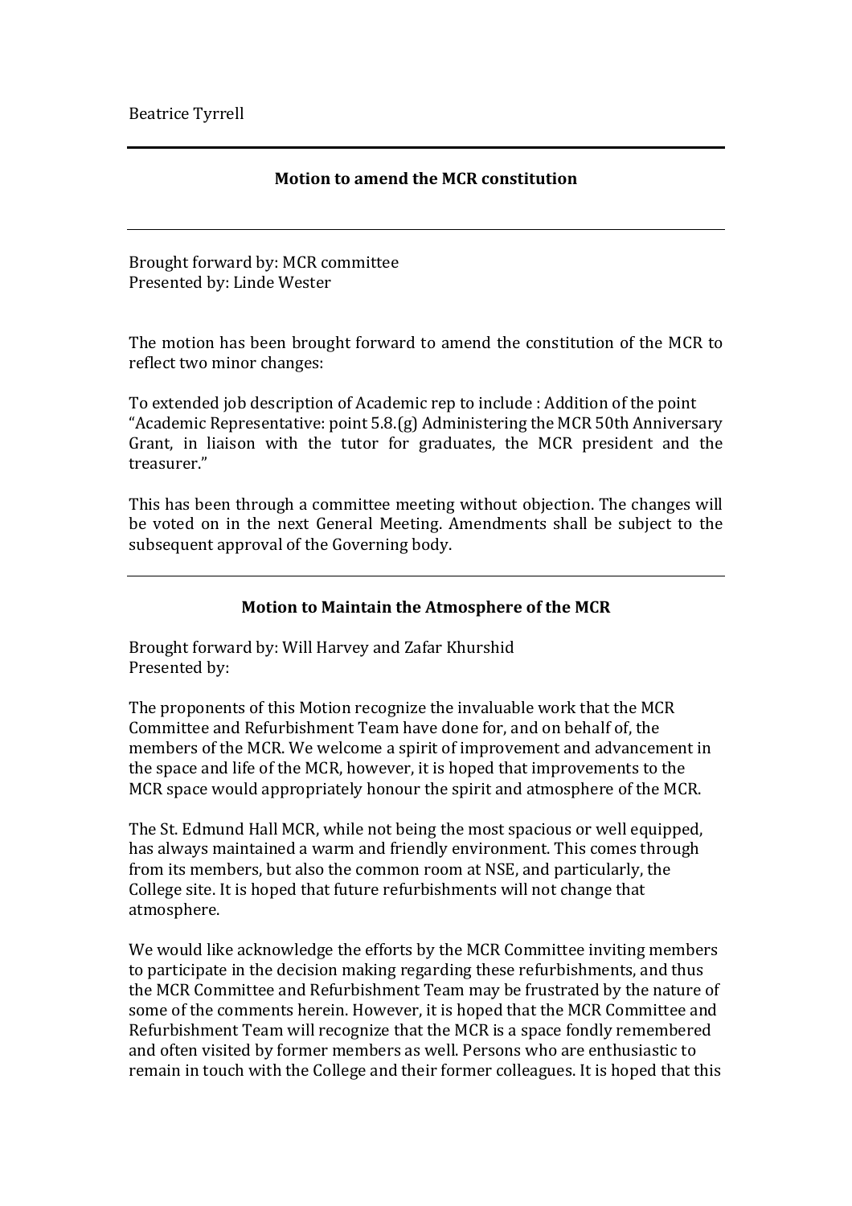Beatrice Tyrrell

---

**Motion to amend the MCR constitution**

---

Brought forward by: MCR committee
Presented by: Linde Wester

The motion has been brought forward to amend the constitution of the MCR to reflect two minor changes:

To extended job description of Academic rep to include : Addition of the point "Academic Representative: point 5.8.(g) Administering the MCR 50th Anniversary Grant, in liaison with the tutor for graduates, the MCR president and the treasurer."

This has been through a committee meeting without objection. The changes will be voted on in the next General Meeting. Amendments shall be subject to the subsequent approval of the Governing body.

---

**Motion to Maintain the Atmosphere of the MCR**

Brought forward by: Will Harvey and Zafar Khurshid
Presented by:

The proponents of this Motion recognize the invaluable work that the MCR Committee and Refurbishment Team have done for, and on behalf of, the members of the MCR. We welcome a spirit of improvement and advancement in the space and life of the MCR, however, it is hoped that improvements to the MCR space would appropriately honour the spirit and atmosphere of the MCR.

The St. Edmund Hall MCR, while not being the most spacious or well equipped, has always maintained a warm and friendly environment. This comes through from its members, but also the common room at NSE, and particularly, the College site. It is hoped that future refurbishments will not change that atmosphere.

We would like acknowledge the efforts by the MCR Committee inviting members to participate in the decision making regarding these refurbishments, and thus the MCR Committee and Refurbishment Team may be frustrated by the nature of some of the comments herein. However, it is hoped that the MCR Committee and Refurbishment Team will recognize that the MCR is a space fondly remembered and often visited by former members as well. Persons who are enthusiastic to remain in touch with the College and their former colleagues. It is hoped that this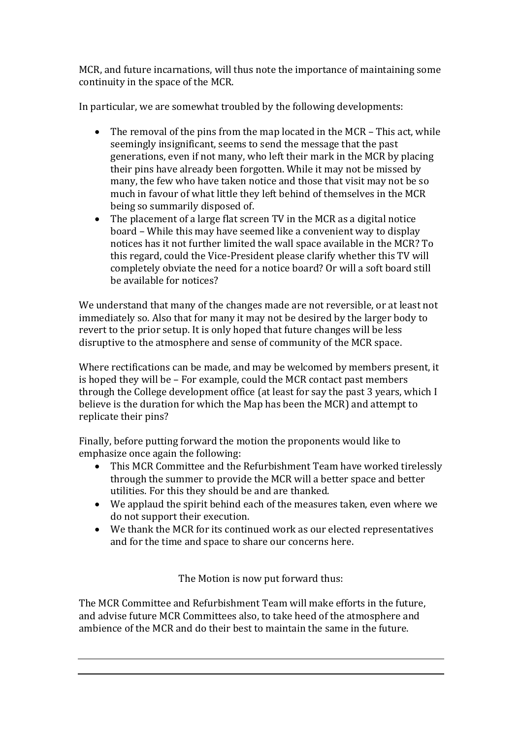MCR, and future incarnations, will thus note the importance of maintaining some continuity in the space of the MCR.

In particular, we are somewhat troubled by the following developments:

- The removal of the pins from the map located in the MCR – This act, while seemingly insignificant, seems to send the message that the past generations, even if not many, who left their mark in the MCR by placing their pins have already been forgotten. While it may not be missed by many, the few who have taken notice and those that visit may not be so much in favour of what little they left behind of themselves in the MCR being so summarily disposed of.
- The placement of a large flat screen TV in the MCR as a digital notice board – While this may have seemed like a convenient way to display notices has it not further limited the wall space available in the MCR? To this regard, could the Vice-President please clarify whether this TV will completely obviate the need for a notice board? Or will a soft board still be available for notices?

We understand that many of the changes made are not reversible, or at least not immediately so. Also that for many it may not be desired by the larger body to revert to the prior setup. It is only hoped that future changes will be less disruptive to the atmosphere and sense of community of the MCR space.

Where rectifications can be made, and may be welcomed by members present, it is hoped they will be – For example, could the MCR contact past members through the College development office (at least for say the past 3 years, which I believe is the duration for which the Map has been the MCR) and attempt to replicate their pins?

Finally, before putting forward the motion the proponents would like to emphasize once again the following:

- This MCR Committee and the Refurbishment Team have worked tirelessly through the summer to provide the MCR will a better space and better utilities. For this they should be and are thanked.
- We applaud the spirit behind each of the measures taken, even where we do not support their execution.
- We thank the MCR for its continued work as our elected representatives and for the time and space to share our concerns here.

The Motion is now put forward thus:

The MCR Committee and Refurbishment Team will make efforts in the future, and advise future MCR Committees also, to take heed of the atmosphere and ambience of the MCR and do their best to maintain the same in the future.

---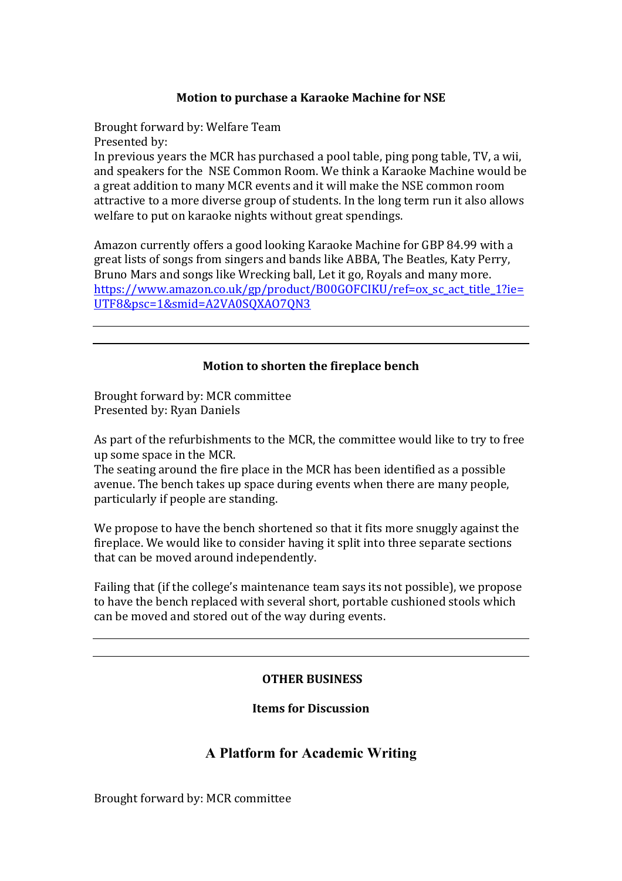### Motion to purchase a Karaoke Machine for NSE

Brought forward by: Welfare Team
Presented by:
In previous years the MCR has purchased a pool table, ping pong table, TV, a wii, and speakers for the NSE Common Room. We think a Karaoke Machine would be a great addition to many MCR events and it will make the NSE common room attractive to a more diverse group of students. In the long term run it also allows welfare to put on karaoke nights without great spendings.

Amazon currently offers a good looking Karaoke Machine for GBP 84.99 with a great lists of songs from singers and bands like ABBA, The Beatles, Katy Perry, Bruno Mars and songs like Wrecking ball, Let it go, Royals and many more. https://www.amazon.co.uk/gp/product/B00GOFCIKU/ref=ox_sc_act_title_1?ie=UTF8&psc=1&smid=A2VA0SQXAO7QN3

---

### Motion to shorten the fireplace bench

Brought forward by: MCR committee
Presented by: Ryan Daniels

As part of the refurbishments to the MCR, the committee would like to try to free up some space in the MCR.
The seating around the fire place in the MCR has been identified as a possible avenue. The bench takes up space during events when there are many people, particularly if people are standing.

We propose to have the bench shortened so that it fits more snuggly against the fireplace. We would like to consider having it split into three separate sections that can be moved around independently.

Failing that (if the college's maintenance team says its not possible), we propose to have the bench replaced with several short, portable cushioned stools which can be moved and stored out of the way during events.

---

### OTHER BUSINESS

### Items for Discussion

## A Platform for Academic Writing

Brought forward by: MCR committee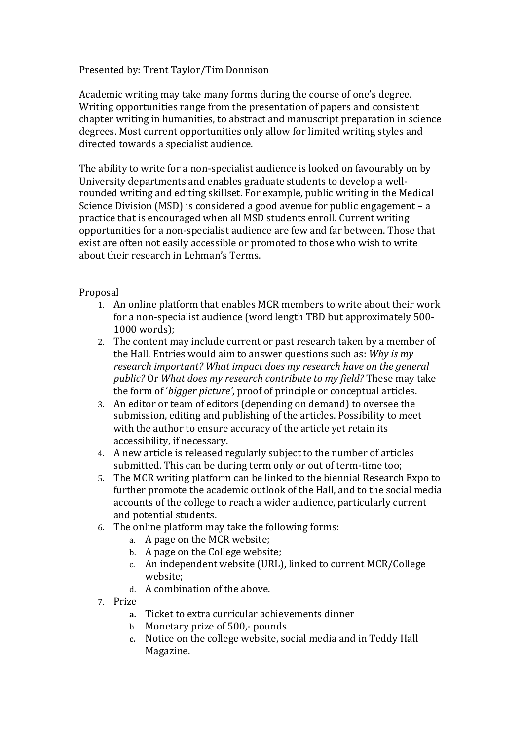Presented by: Trent Taylor/Tim Donnison

Academic writing may take many forms during the course of one's degree. Writing opportunities range from the presentation of papers and consistent chapter writing in humanities, to abstract and manuscript preparation in science degrees. Most current opportunities only allow for limited writing styles and directed towards a specialist audience.

The ability to write for a non-specialist audience is looked on favourably on by University departments and enables graduate students to develop a well-rounded writing and editing skillset. For example, public writing in the Medical Science Division (MSD) is considered a good avenue for public engagement – a practice that is encouraged when all MSD students enroll. Current writing opportunities for a non-specialist audience are few and far between. Those that exist are often not easily accessible or promoted to those who wish to write about their research in Lehman's Terms.

Proposal

1. An online platform that enables MCR members to write about their work for a non-specialist audience (word length TBD but approximately 500-1000 words);
2. The content may include current or past research taken by a member of the Hall. Entries would aim to answer questions such as: *Why is my research important? What impact does my research have on the general public?* Or *What does my research contribute to my field?* These may take the form of '*bigger picture'*, proof of principle or conceptual articles.
3. An editor or team of editors (depending on demand) to oversee the submission, editing and publishing of the articles. Possibility to meet with the author to ensure accuracy of the article yet retain its accessibility, if necessary.
4. A new article is released regularly subject to the number of articles submitted. This can be during term only or out of term-time too;
5. The MCR writing platform can be linked to the biennial Research Expo to further promote the academic outlook of the Hall, and to the social media accounts of the college to reach a wider audience, particularly current and potential students.
6. The online platform may take the following forms:
   a. A page on the MCR website;
   b. A page on the College website;
   c. An independent website (URL), linked to current MCR/College website;
   d. A combination of the above.
7. Prize
   a. Ticket to extra curricular achievements dinner
   b. Monetary prize of 500,- pounds
   c. Notice on the college website, social media and in Teddy Hall Magazine.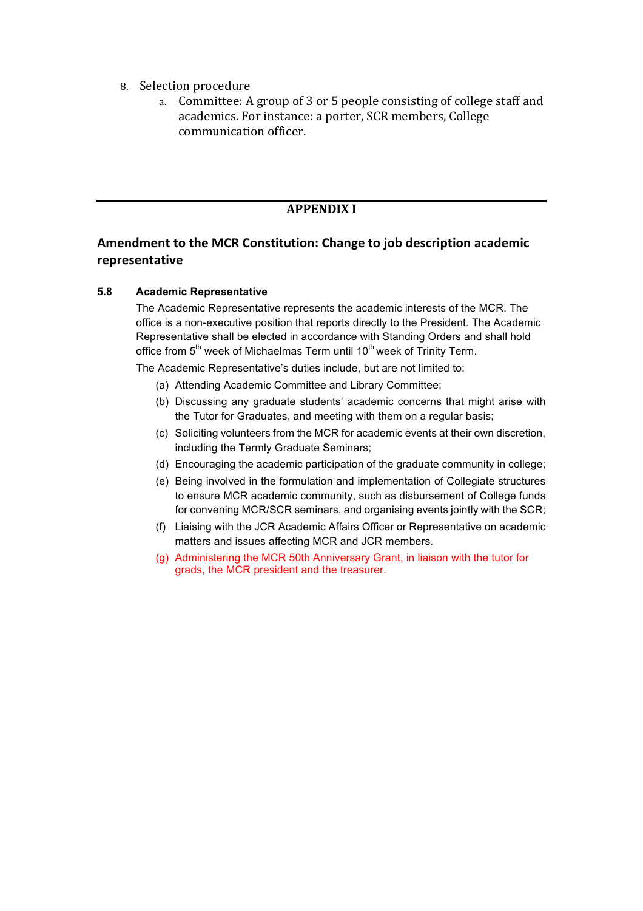8. Selection procedure
    a. Committee: A group of 3 or 5 people consisting of college staff and academics. For instance: a porter, SCR members, College communication officer.

---

## APPENDIX I

## Amendment to the MCR Constitution: Change to job description academic representative

**5.8 Academic Representative**

The Academic Representative represents the academic interests of the MCR. The office is a non-executive position that reports directly to the President. The Academic Representative shall be elected in accordance with Standing Orders and shall hold office from 5th week of Michaelmas Term until 10th week of Trinity Term.

The Academic Representative's duties include, but are not limited to:

(a) Attending Academic Committee and Library Committee;

(b) Discussing any graduate students' academic concerns that might arise with the Tutor for Graduates, and meeting with them on a regular basis;

(c) Soliciting volunteers from the MCR for academic events at their own discretion, including the Termly Graduate Seminars;

(d) Encouraging the academic participation of the graduate community in college;

(e) Being involved in the formulation and implementation of Collegiate structures to ensure MCR academic community, such as disbursement of College funds for convening MCR/SCR seminars, and organising events jointly with the SCR;

(f) Liaising with the JCR Academic Affairs Officer or Representative on academic matters and issues affecting MCR and JCR members.

(g) Administering the MCR 50th Anniversary Grant, in liaison with the tutor for grads, the MCR president and the treasurer.